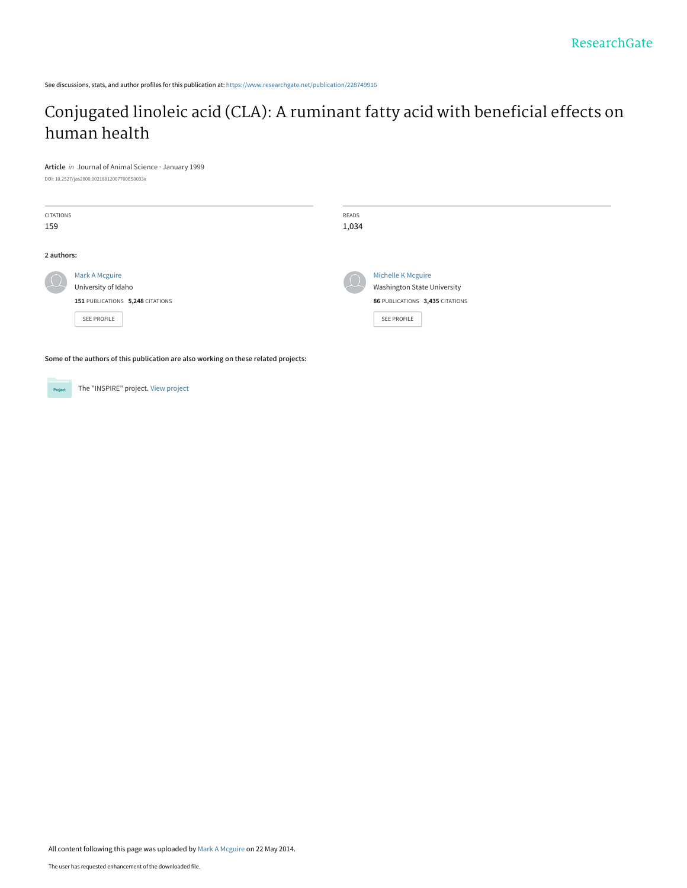See discussions, stats, and author profiles for this publication at: https://www.researchgate.net/publication/228749916

# Conjugated linoleic acid (CLA): A ruminant fatty acid with beneficial effects on human health

**Article** *in* Journal of Animal Science · January 1999

DOI: 10.2527/jas2000.00218812007700ES0033x

| CITATIONS | READS |
|---|---|
| 159 | 1,034 |

**2 authors:**

Mark A Mcguire
University of Idaho
**151** PUBLICATIONS **5,248** CITATIONS

SEE PROFILE

Michelle K Mcguire
Washington State University
**86** PUBLICATIONS **3,435** CITATIONS

SEE PROFILE

**Some of the authors of this publication are also working on these related projects:**

The "INSPIRE" project. View project

All content following this page was uploaded by Mark A Mcguire on 22 May 2014.

The user has requested enhancement of the downloaded file.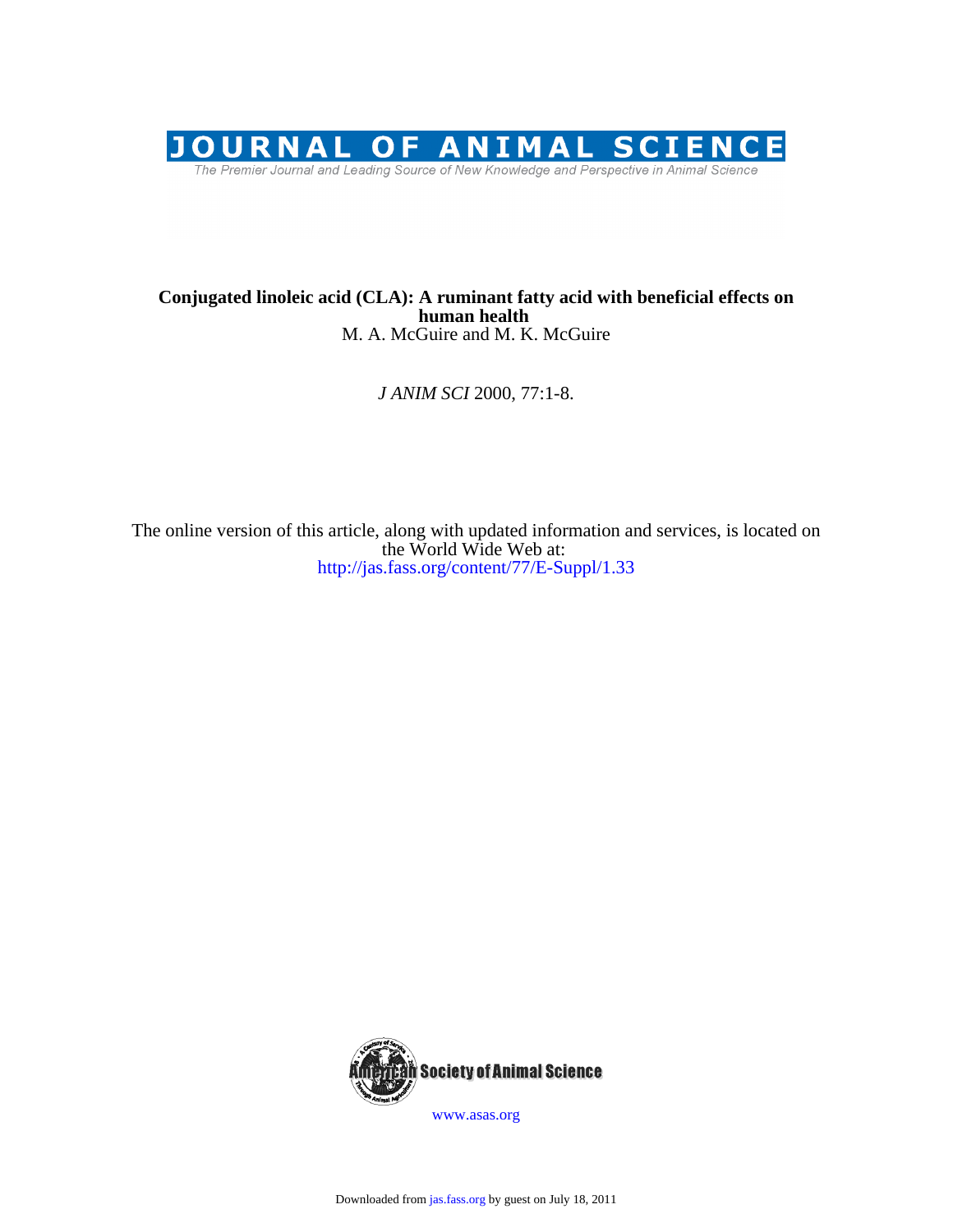**Conjugated linoleic acid (CLA): A ruminant fatty acid with beneficial effects on human health**

M. A. McGuire and M. K. McGuire

*J ANIM SCI* 2000, 77:1-8.

The online version of this article, along with updated information and services, is located on the World Wide Web at:

http://jas.fass.org/content/77/E-Suppl/1.33

www.asas.org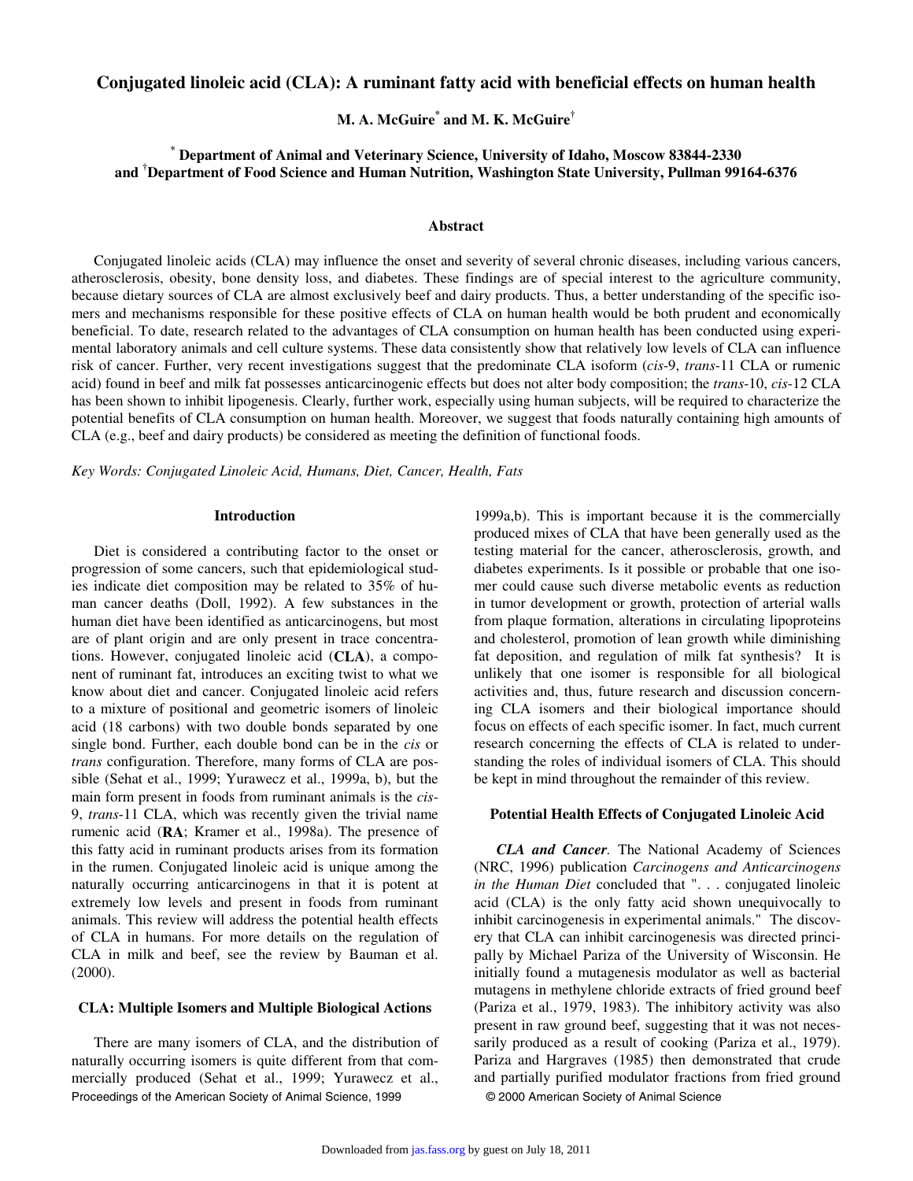# Conjugated linoleic acid (CLA): A ruminant fatty acid with beneficial effects on human health

**M. A. McGuire[*] and M. K. McGuire[†]**

**[*] Department of Animal and Veterinary Science, University of Idaho, Moscow 83844-2330 and [†]Department of Food Science and Human Nutrition, Washington State University, Pullman 99164-6376**

## Abstract

Conjugated linoleic acids (CLA) may influence the onset and severity of several chronic diseases, including various cancers, atherosclerosis, obesity, bone density loss, and diabetes. These findings are of special interest to the agriculture community, because dietary sources of CLA are almost exclusively beef and dairy products. Thus, a better understanding of the specific isomers and mechanisms responsible for these positive effects of CLA on human health would be both prudent and economically beneficial. To date, research related to the advantages of CLA consumption on human health has been conducted using experimental laboratory animals and cell culture systems. These data consistently show that relatively low levels of CLA can influence risk of cancer. Further, very recent investigations suggest that the predominate CLA isoform (*cis*-9, *trans*-11 CLA or rumenic acid) found in beef and milk fat possesses anticarcinogenic effects but does not alter body composition; the *trans*-10, *cis*-12 CLA has been shown to inhibit lipogenesis. Clearly, further work, especially using human subjects, will be required to characterize the potential benefits of CLA consumption on human health. Moreover, we suggest that foods naturally containing high amounts of CLA (e.g., beef and dairy products) be considered as meeting the definition of functional foods.

*Key Words: Conjugated Linoleic Acid, Humans, Diet, Cancer, Health, Fats*

## Introduction

Diet is considered a contributing factor to the onset or progression of some cancers, such that epidemiological studies indicate diet composition may be related to 35% of human cancer deaths (Doll, 1992). A few substances in the human diet have been identified as anticarcinogens, but most are of plant origin and are only present in trace concentrations. However, conjugated linoleic acid (**CLA**), a component of ruminant fat, introduces an exciting twist to what we know about diet and cancer. Conjugated linoleic acid refers to a mixture of positional and geometric isomers of linoleic acid (18 carbons) with two double bonds separated by one single bond. Further, each double bond can be in the *cis* or *trans* configuration. Therefore, many forms of CLA are possible (Sehat et al., 1999; Yurawecz et al., 1999a, b), but the main form present in foods from ruminant animals is the *cis*-9, *trans*-11 CLA, which was recently given the trivial name rumenic acid (**RA**; Kramer et al., 1998a). The presence of this fatty acid in ruminant products arises from its formation in the rumen. Conjugated linoleic acid is unique among the naturally occurring anticarcinogens in that it is potent at extremely low levels and present in foods from ruminant animals. This review will address the potential health effects of CLA in humans. For more details on the regulation of CLA in milk and beef, see the review by Bauman et al. (2000).

## CLA: Multiple Isomers and Multiple Biological Actions

There are many isomers of CLA, and the distribution of naturally occurring isomers is quite different from that commercially produced (Sehat et al., 1999; Yurawecz et al., 1999a,b). This is important because it is the commercially produced mixes of CLA that have been generally used as the testing material for the cancer, atherosclerosis, growth, and diabetes experiments. Is it possible or probable that one isomer could cause such diverse metabolic events as reduction in tumor development or growth, protection of arterial walls from plaque formation, alterations in circulating lipoproteins and cholesterol, promotion of lean growth while diminishing fat deposition, and regulation of milk fat synthesis? It is unlikely that one isomer is responsible for all biological activities and, thus, future research and discussion concerning CLA isomers and their biological importance should focus on effects of each specific isomer. In fact, much current research concerning the effects of CLA is related to understanding the roles of individual isomers of CLA. This should be kept in mind throughout the remainder of this review.

## Potential Health Effects of Conjugated Linoleic Acid

***CLA and Cancer*.** The National Academy of Sciences (NRC, 1996) publication *Carcinogens and Anticarcinogens in the Human Diet* concluded that ". . . conjugated linoleic acid (CLA) is the only fatty acid shown unequivocally to inhibit carcinogenesis in experimental animals." The discovery that CLA can inhibit carcinogenesis was directed principally by Michael Pariza of the University of Wisconsin. He initially found a mutagenesis modulator as well as bacterial mutagens in methylene chloride extracts of fried ground beef (Pariza et al., 1979, 1983). The inhibitory activity was also present in raw ground beef, suggesting that it was not necessarily produced as a result of cooking (Pariza et al., 1979). Pariza and Hargraves (1985) then demonstrated that crude and partially purified modulator fractions from fried ground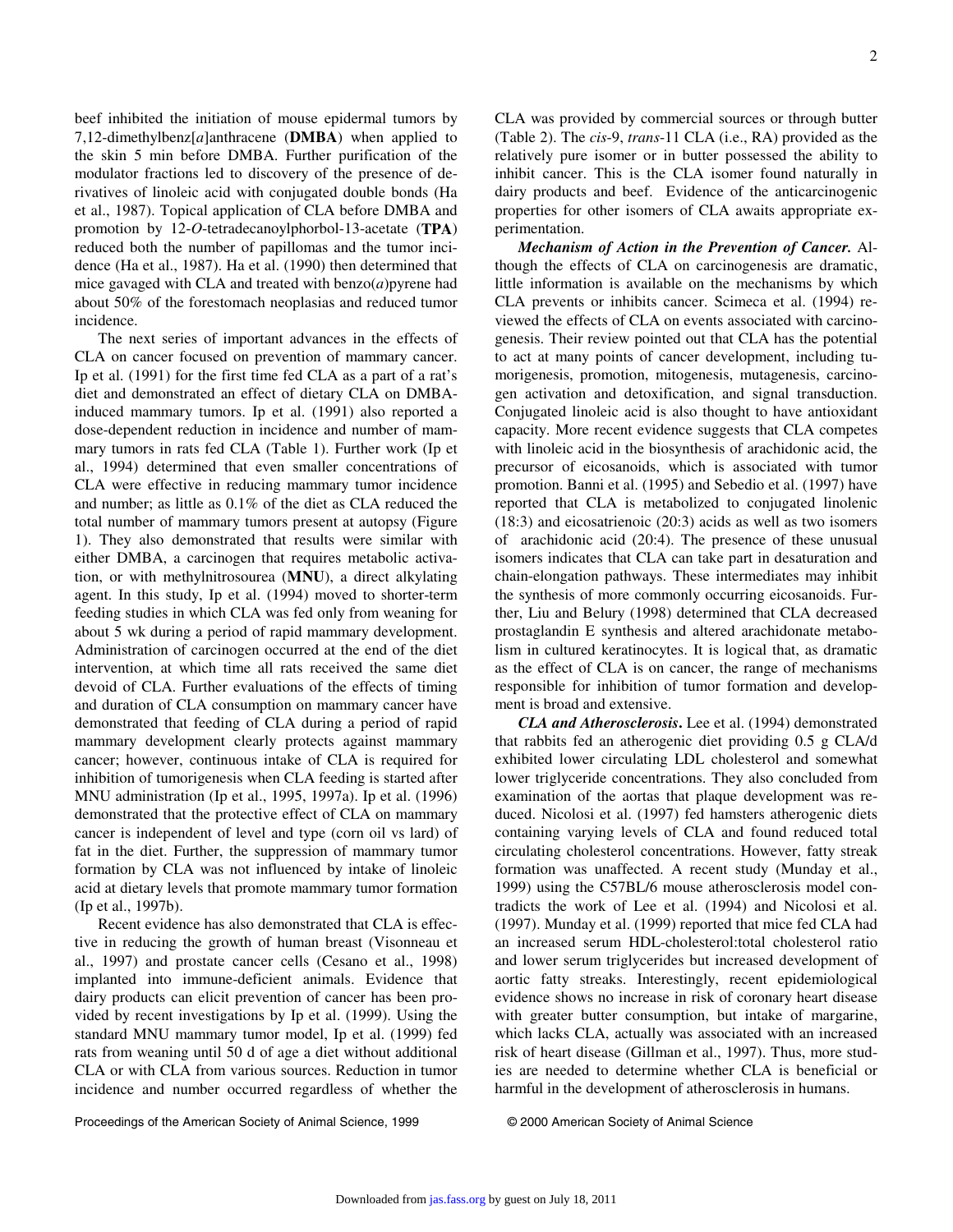beef inhibited the initiation of mouse epidermal tumors by 7,12-dimethylbenz[*a*]anthracene (**DMBA**) when applied to the skin 5 min before DMBA. Further purification of the modulator fractions led to discovery of the presence of derivatives of linoleic acid with conjugated double bonds (Ha et al., 1987). Topical application of CLA before DMBA and promotion by 12-*O*-tetradecanoylphorbol-13-acetate (**TPA**) reduced both the number of papillomas and the tumor incidence (Ha et al., 1987). Ha et al. (1990) then determined that mice gavaged with CLA and treated with benzo(*a*)pyrene had about 50% of the forestomach neoplasias and reduced tumor incidence.

The next series of important advances in the effects of CLA on cancer focused on prevention of mammary cancer. Ip et al. (1991) for the first time fed CLA as a part of a rat's diet and demonstrated an effect of dietary CLA on DMBA-induced mammary tumors. Ip et al. (1991) also reported a dose-dependent reduction in incidence and number of mammary tumors in rats fed CLA (Table 1). Further work (Ip et al., 1994) determined that even smaller concentrations of CLA were effective in reducing mammary tumor incidence and number; as little as 0.1% of the diet as CLA reduced the total number of mammary tumors present at autopsy (Figure 1). They also demonstrated that results were similar with either DMBA, a carcinogen that requires metabolic activation, or with methylnitrosourea (**MNU**), a direct alkylating agent. In this study, Ip et al. (1994) moved to shorter-term feeding studies in which CLA was fed only from weaning for about 5 wk during a period of rapid mammary development. Administration of carcinogen occurred at the end of the diet intervention, at which time all rats received the same diet devoid of CLA. Further evaluations of the effects of timing and duration of CLA consumption on mammary cancer have demonstrated that feeding of CLA during a period of rapid mammary development clearly protects against mammary cancer; however, continuous intake of CLA is required for inhibition of tumorigenesis when CLA feeding is started after MNU administration (Ip et al., 1995, 1997a). Ip et al. (1996) demonstrated that the protective effect of CLA on mammary cancer is independent of level and type (corn oil vs lard) of fat in the diet. Further, the suppression of mammary tumor formation by CLA was not influenced by intake of linoleic acid at dietary levels that promote mammary tumor formation (Ip et al., 1997b).

Recent evidence has also demonstrated that CLA is effective in reducing the growth of human breast (Visonneau et al., 1997) and prostate cancer cells (Cesano et al., 1998) implanted into immune-deficient animals. Evidence that dairy products can elicit prevention of cancer has been provided by recent investigations by Ip et al. (1999). Using the standard MNU mammary tumor model, Ip et al. (1999) fed rats from weaning until 50 d of age a diet without additional CLA or with CLA from various sources. Reduction in tumor incidence and number occurred regardless of whether the CLA was provided by commercial sources or through butter (Table 2). The *cis*-9, *trans*-11 CLA (i.e., RA) provided as the relatively pure isomer or in butter possessed the ability to inhibit cancer. This is the CLA isomer found naturally in dairy products and beef. Evidence of the anticarcinogenic properties for other isomers of CLA awaits appropriate experimentation.

***Mechanism of Action in the Prevention of Cancer.*** Although the effects of CLA on carcinogenesis are dramatic, little information is available on the mechanisms by which CLA prevents or inhibits cancer. Scimeca et al. (1994) reviewed the effects of CLA on events associated with carcinogenesis. Their review pointed out that CLA has the potential to act at many points of cancer development, including tumorigenesis, promotion, mitogenesis, mutagenesis, carcinogen activation and detoxification, and signal transduction. Conjugated linoleic acid is also thought to have antioxidant capacity. More recent evidence suggests that CLA competes with linoleic acid in the biosynthesis of arachidonic acid, the precursor of eicosanoids, which is associated with tumor promotion. Banni et al. (1995) and Sebedio et al. (1997) have reported that CLA is metabolized to conjugated linolenic (18:3) and eicosatrienoic (20:3) acids as well as two isomers of arachidonic acid (20:4). The presence of these unusual isomers indicates that CLA can take part in desaturation and chain-elongation pathways. These intermediates may inhibit the synthesis of more commonly occurring eicosanoids. Further, Liu and Belury (1998) determined that CLA decreased prostaglandin E synthesis and altered arachidonate metabolism in cultured keratinocytes. It is logical that, as dramatic as the effect of CLA is on cancer, the range of mechanisms responsible for inhibition of tumor formation and development is broad and extensive.

***CLA and Atherosclerosis*.** Lee et al. (1994) demonstrated that rabbits fed an atherogenic diet providing 0.5 g CLA/d exhibited lower circulating LDL cholesterol and somewhat lower triglyceride concentrations. They also concluded from examination of the aortas that plaque development was reduced. Nicolosi et al. (1997) fed hamsters atherogenic diets containing varying levels of CLA and found reduced total circulating cholesterol concentrations. However, fatty streak formation was unaffected. A recent study (Munday et al., 1999) using the C57BL/6 mouse atherosclerosis model contradicts the work of Lee et al. (1994) and Nicolosi et al. (1997). Munday et al. (1999) reported that mice fed CLA had an increased serum HDL-cholesterol:total cholesterol ratio and lower serum triglycerides but increased development of aortic fatty streaks. Interestingly, recent epidemiological evidence shows no increase in risk of coronary heart disease with greater butter consumption, but intake of margarine, which lacks CLA, actually was associated with an increased risk of heart disease (Gillman et al., 1997). Thus, more studies are needed to determine whether CLA is beneficial or harmful in the development of atherosclerosis in humans.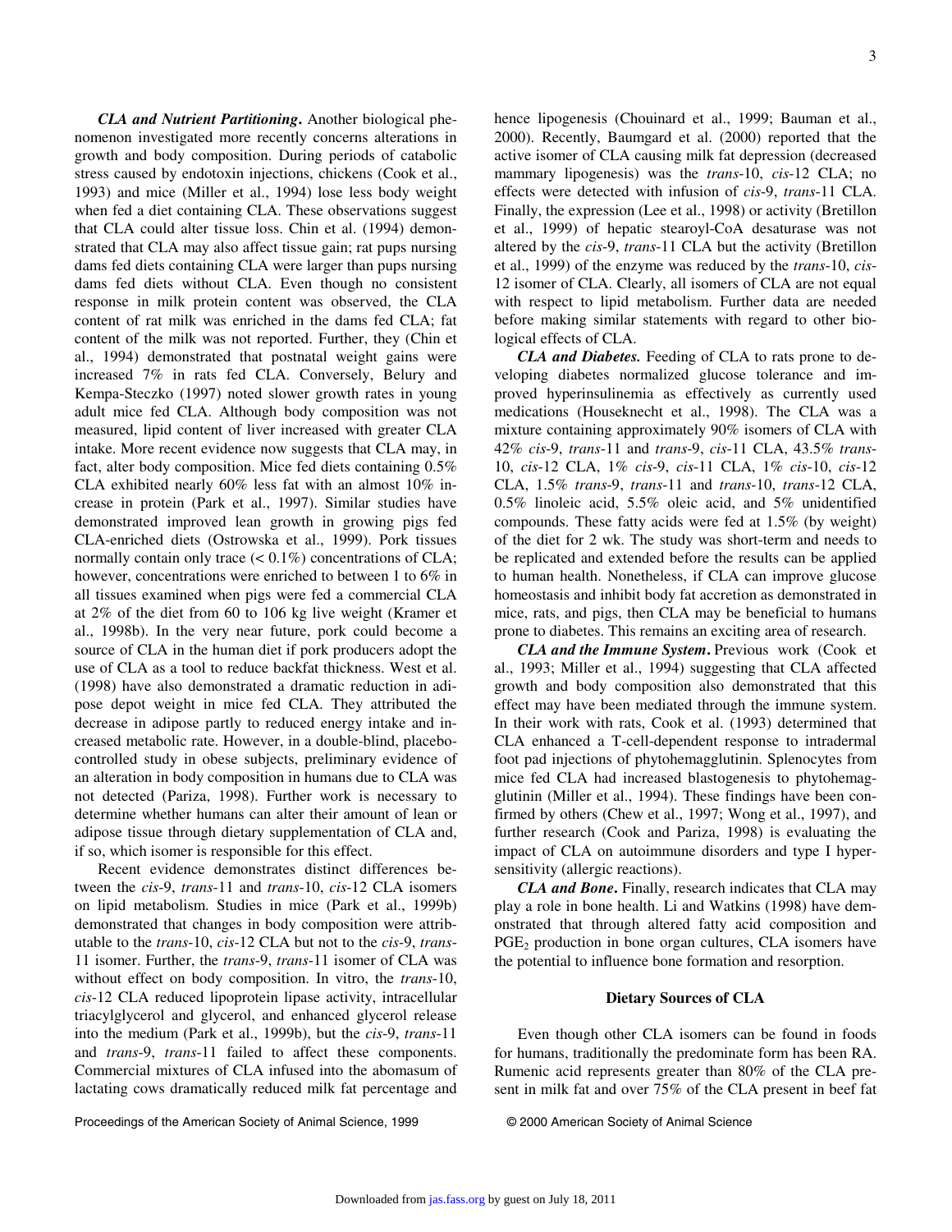***CLA and Nutrient Partitioning*****.** Another biological phenomenon investigated more recently concerns alterations in growth and body composition. During periods of catabolic stress caused by endotoxin injections, chickens (Cook et al., 1993) and mice (Miller et al., 1994) lose less body weight when fed a diet containing CLA. These observations suggest that CLA could alter tissue loss. Chin et al. (1994) demonstrated that CLA may also affect tissue gain; rat pups nursing dams fed diets containing CLA were larger than pups nursing dams fed diets without CLA. Even though no consistent response in milk protein content was observed, the CLA content of rat milk was enriched in the dams fed CLA; fat content of the milk was not reported. Further, they (Chin et al., 1994) demonstrated that postnatal weight gains were increased 7% in rats fed CLA. Conversely, Belury and Kempa-Steczko (1997) noted slower growth rates in young adult mice fed CLA. Although body composition was not measured, lipid content of liver increased with greater CLA intake. More recent evidence now suggests that CLA may, in fact, alter body composition. Mice fed diets containing 0.5% CLA exhibited nearly 60% less fat with an almost 10% increase in protein (Park et al., 1997). Similar studies have demonstrated improved lean growth in growing pigs fed CLA-enriched diets (Ostrowska et al., 1999). Pork tissues normally contain only trace (< 0.1%) concentrations of CLA; however, concentrations were enriched to between 1 to 6% in all tissues examined when pigs were fed a commercial CLA at 2% of the diet from 60 to 106 kg live weight (Kramer et al., 1998b). In the very near future, pork could become a source of CLA in the human diet if pork producers adopt the use of CLA as a tool to reduce backfat thickness. West et al. (1998) have also demonstrated a dramatic reduction in adipose depot weight in mice fed CLA. They attributed the decrease in adipose partly to reduced energy intake and increased metabolic rate. However, in a double-blind, placebo-controlled study in obese subjects, preliminary evidence of an alteration in body composition in humans due to CLA was not detected (Pariza, 1998). Further work is necessary to determine whether humans can alter their amount of lean or adipose tissue through dietary supplementation of CLA and, if so, which isomer is responsible for this effect.

Recent evidence demonstrates distinct differences between the *cis*-9, *trans*-11 and *trans*-10, *cis*-12 CLA isomers on lipid metabolism. Studies in mice (Park et al., 1999b) demonstrated that changes in body composition were attributable to the *trans*-10, *cis*-12 CLA but not to the *cis*-9, *trans*-11 isomer. Further, the *trans*-9, *trans*-11 isomer of CLA was without effect on body composition. In vitro, the *trans*-10, *cis*-12 CLA reduced lipoprotein lipase activity, intracellular triacylglycerol and glycerol, and enhanced glycerol release into the medium (Park et al., 1999b), but the *cis*-9, *trans*-11 and *trans*-9, *trans*-11 failed to affect these components. Commercial mixtures of CLA infused into the abomasum of lactating cows dramatically reduced milk fat percentage and hence lipogenesis (Chouinard et al., 1999; Bauman et al., 2000). Recently, Baumgard et al. (2000) reported that the active isomer of CLA causing milk fat depression (decreased mammary lipogenesis) was the *trans*-10, *cis*-12 CLA; no effects were detected with infusion of *cis*-9, *trans*-11 CLA. Finally, the expression (Lee et al., 1998) or activity (Bretillon et al., 1999) of hepatic stearoyl-CoA desaturase was not altered by the *cis*-9, *trans*-11 CLA but the activity (Bretillon et al., 1999) of the enzyme was reduced by the *trans*-10, *cis*-12 isomer of CLA. Clearly, all isomers of CLA are not equal with respect to lipid metabolism. Further data are needed before making similar statements with regard to other biological effects of CLA.

***CLA and Diabetes.*** Feeding of CLA to rats prone to developing diabetes normalized glucose tolerance and improved hyperinsulinemia as effectively as currently used medications (Houseknecht et al., 1998). The CLA was a mixture containing approximately 90% isomers of CLA with 42% *cis*-9, *trans*-11 and *trans*-9, *cis*-11 CLA, 43.5% *trans*-10, *cis*-12 CLA, 1% *cis*-9, *cis*-11 CLA, 1% *cis*-10, *cis*-12 CLA, 1.5% *trans*-9, *trans*-11 and *trans*-10, *trans*-12 CLA, 0.5% linoleic acid, 5.5% oleic acid, and 5% unidentified compounds. These fatty acids were fed at 1.5% (by weight) of the diet for 2 wk. The study was short-term and needs to be replicated and extended before the results can be applied to human health. Nonetheless, if CLA can improve glucose homeostasis and inhibit body fat accretion as demonstrated in mice, rats, and pigs, then CLA may be beneficial to humans prone to diabetes. This remains an exciting area of research.

***CLA and the Immune System*****.** Previous work (Cook et al., 1993; Miller et al., 1994) suggesting that CLA affected growth and body composition also demonstrated that this effect may have been mediated through the immune system. In their work with rats, Cook et al. (1993) determined that CLA enhanced a T-cell-dependent response to intradermal foot pad injections of phytohemagglutinin. Splenocytes from mice fed CLA had increased blastogenesis to phytohemagglutinin (Miller et al., 1994). These findings have been confirmed by others (Chew et al., 1997; Wong et al., 1997), and further research (Cook and Pariza, 1998) is evaluating the impact of CLA on autoimmune disorders and type I hypersensitivity (allergic reactions).

***CLA and Bone*****.** Finally, research indicates that CLA may play a role in bone health. Li and Watkins (1998) have demonstrated that through altered fatty acid composition and $PGE_2$ production in bone organ cultures, CLA isomers have the potential to influence bone formation and resorption.

## Dietary Sources of CLA

Even though other CLA isomers can be found in foods for humans, traditionally the predominate form has been RA. Rumenic acid represents greater than 80% of the CLA present in milk fat and over 75% of the CLA present in beef fat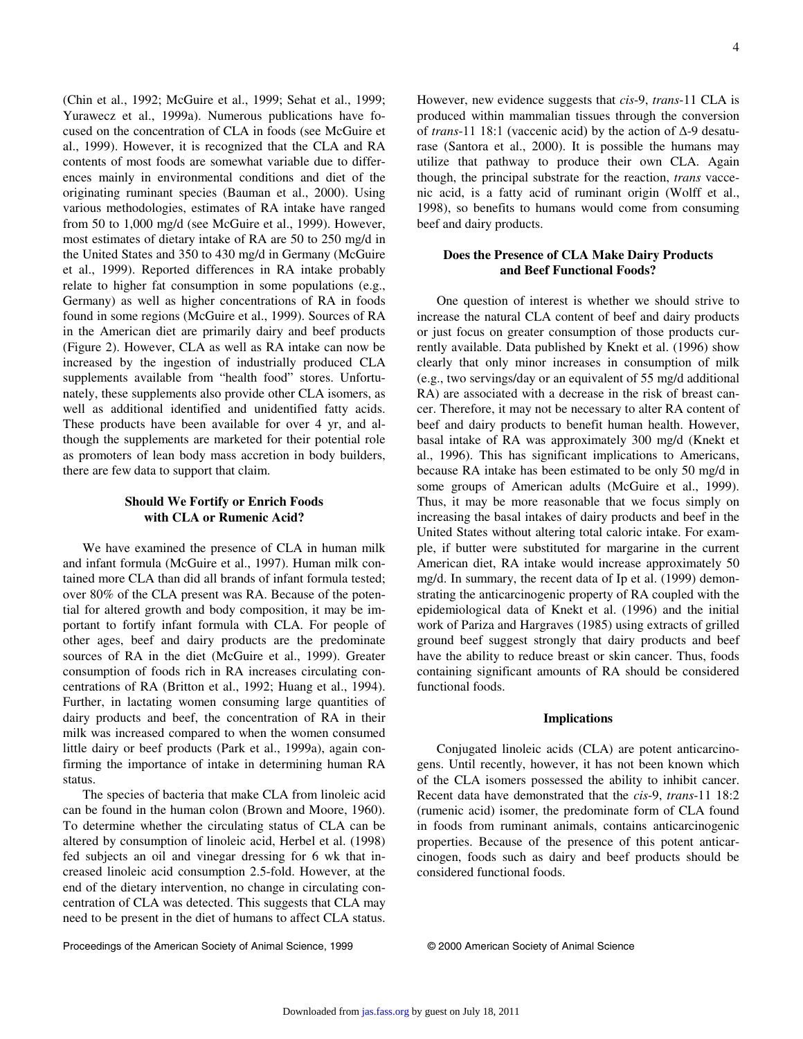(Chin et al., 1992; McGuire et al., 1999; Sehat et al., 1999; Yurawecz et al., 1999a). Numerous publications have focused on the concentration of CLA in foods (see McGuire et al., 1999). However, it is recognized that the CLA and RA contents of most foods are somewhat variable due to differences mainly in environmental conditions and diet of the originating ruminant species (Bauman et al., 2000). Using various methodologies, estimates of RA intake have ranged from 50 to 1,000 mg/d (see McGuire et al., 1999). However, most estimates of dietary intake of RA are 50 to 250 mg/d in the United States and 350 to 430 mg/d in Germany (McGuire et al., 1999). Reported differences in RA intake probably relate to higher fat consumption in some populations (e.g., Germany) as well as higher concentrations of RA in foods found in some regions (McGuire et al., 1999). Sources of RA in the American diet are primarily dairy and beef products (Figure 2). However, CLA as well as RA intake can now be increased by the ingestion of industrially produced CLA supplements available from "health food" stores. Unfortunately, these supplements also provide other CLA isomers, as well as additional identified and unidentified fatty acids. These products have been available for over 4 yr, and although the supplements are marketed for their potential role as promoters of lean body mass accretion in body builders, there are few data to support that claim.

### Should We Fortify or Enrich Foods with CLA or Rumenic Acid?

We have examined the presence of CLA in human milk and infant formula (McGuire et al., 1997). Human milk contained more CLA than did all brands of infant formula tested; over 80% of the CLA present was RA. Because of the potential for altered growth and body composition, it may be important to fortify infant formula with CLA. For people of other ages, beef and dairy products are the predominate sources of RA in the diet (McGuire et al., 1999). Greater consumption of foods rich in RA increases circulating concentrations of RA (Britton et al., 1992; Huang et al., 1994). Further, in lactating women consuming large quantities of dairy products and beef, the concentration of RA in their milk was increased compared to when the women consumed little dairy or beef products (Park et al., 1999a), again confirming the importance of intake in determining human RA status.

The species of bacteria that make CLA from linoleic acid can be found in the human colon (Brown and Moore, 1960). To determine whether the circulating status of CLA can be altered by consumption of linoleic acid, Herbel et al. (1998) fed subjects an oil and vinegar dressing for 6 wk that increased linoleic acid consumption 2.5-fold. However, at the end of the dietary intervention, no change in circulating concentration of CLA was detected. This suggests that CLA may need to be present in the diet of humans to affect CLA status. However, new evidence suggests that *cis*-9, *trans*-11 CLA is produced within mammalian tissues through the conversion of *trans*-11 18:1 (vaccenic acid) by the action of $\Delta$-9 desaturase (Santora et al., 2000). It is possible the humans may utilize that pathway to produce their own CLA. Again though, the principal substrate for the reaction, *trans* vaccenic acid, is a fatty acid of ruminant origin (Wolff et al., 1998), so benefits to humans would come from consuming beef and dairy products.

### Does the Presence of CLA Make Dairy Products and Beef Functional Foods?

One question of interest is whether we should strive to increase the natural CLA content of beef and dairy products or just focus on greater consumption of those products currently available. Data published by Knekt et al. (1996) show clearly that only minor increases in consumption of milk (e.g., two servings/day or an equivalent of 55 mg/d additional RA) are associated with a decrease in the risk of breast cancer. Therefore, it may not be necessary to alter RA content of beef and dairy products to benefit human health. However, basal intake of RA was approximately 300 mg/d (Knekt et al., 1996). This has significant implications to Americans, because RA intake has been estimated to be only 50 mg/d in some groups of American adults (McGuire et al., 1999). Thus, it may be more reasonable that we focus simply on increasing the basal intakes of dairy products and beef in the United States without altering total caloric intake. For example, if butter were substituted for margarine in the current American diet, RA intake would increase approximately 50 mg/d. In summary, the recent data of Ip et al. (1999) demonstrating the anticarcinogenic property of RA coupled with the epidemiological data of Knekt et al. (1996) and the initial work of Pariza and Hargraves (1985) using extracts of grilled ground beef suggest strongly that dairy products and beef have the ability to reduce breast or skin cancer. Thus, foods containing significant amounts of RA should be considered functional foods.

### Implications

Conjugated linoleic acids (CLA) are potent anticarcinogens. Until recently, however, it has not been known which of the CLA isomers possessed the ability to inhibit cancer. Recent data have demonstrated that the *cis*-9, *trans*-11 18:2 (rumenic acid) isomer, the predominate form of CLA found in foods from ruminant animals, contains anticarcinogenic properties. Because of the presence of this potent anticarcinogen, foods such as dairy and beef products should be considered functional foods.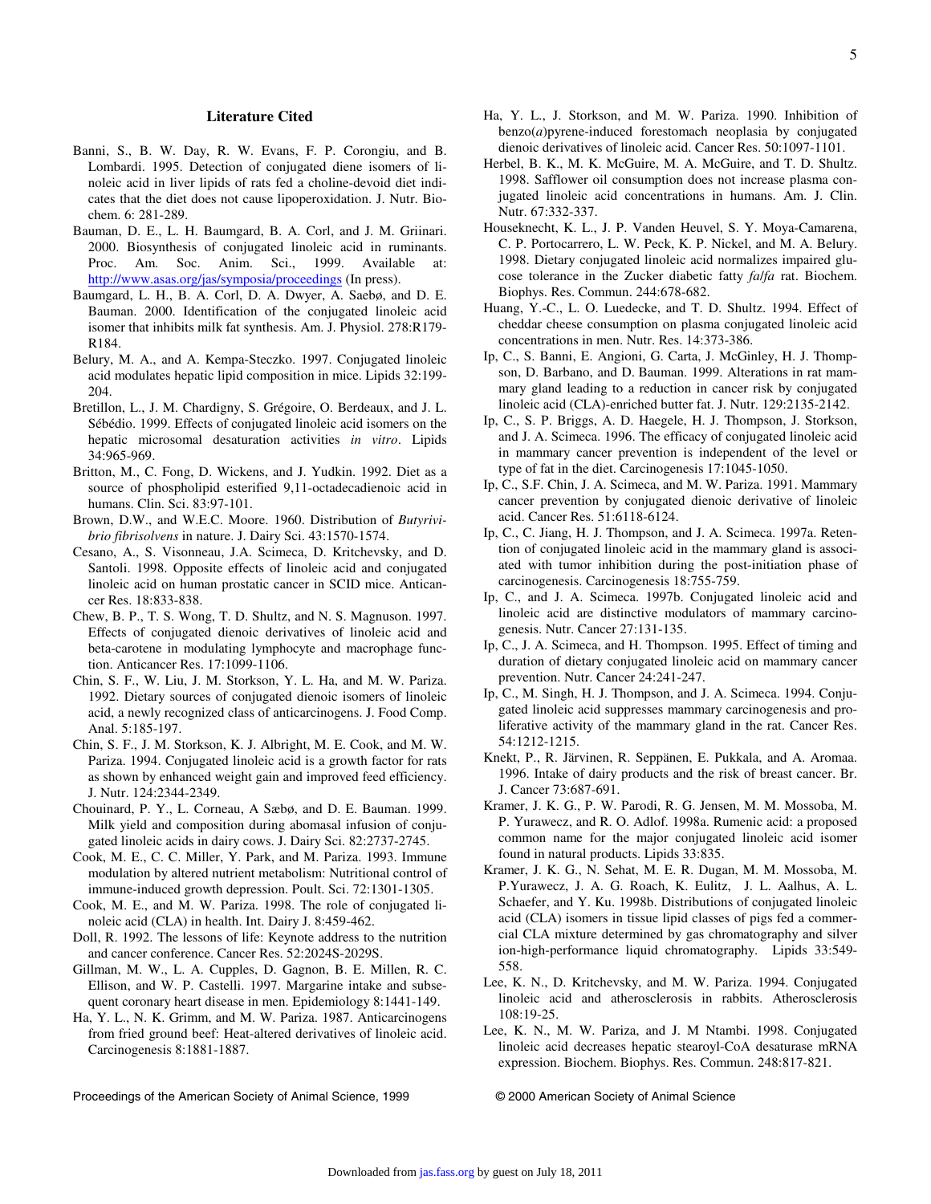## Literature Cited

Banni, S., B. W. Day, R. W. Evans, F. P. Corongiu, and B. Lombardi. 1995. Detection of conjugated diene isomers of linoleic acid in liver lipids of rats fed a choline-devoid diet indicates that the diet does not cause lipoperoxidation. J. Nutr. Biochem. 6: 281-289.

Bauman, D. E., L. H. Baumgard, B. A. Corl, and J. M. Griinari. 2000. Biosynthesis of conjugated linoleic acid in ruminants. Proc. Am. Soc. Anim. Sci., 1999. Available at: http://www.asas.org/jas/symposia/proceedings (In press).

Baumgard, L. H., B. A. Corl, D. A. Dwyer, A. Saebø, and D. E. Bauman. 2000. Identification of the conjugated linoleic acid isomer that inhibits milk fat synthesis. Am. J. Physiol. 278:R179-R184.

Belury, M. A., and A. Kempa-Steczko. 1997. Conjugated linoleic acid modulates hepatic lipid composition in mice. Lipids 32:199-204.

Bretillon, L., J. M. Chardigny, S. Grégoire, O. Berdeaux, and J. L. Sébédio. 1999. Effects of conjugated linoleic acid isomers on the hepatic microsomal desaturation activities *in vitro*. Lipids 34:965-969.

Britton, M., C. Fong, D. Wickens, and J. Yudkin. 1992. Diet as a source of phospholipid esterified 9,11-octadecadienoic acid in humans. Clin. Sci. 83:97-101.

Brown, D.W., and W.E.C. Moore. 1960. Distribution of *Butyrivibrio fibrisolvens* in nature. J. Dairy Sci. 43:1570-1574.

Cesano, A., S. Visonneau, J.A. Scimeca, D. Kritchevsky, and D. Santoli. 1998. Opposite effects of linoleic acid and conjugated linoleic acid on human prostatic cancer in SCID mice. Anticancer Res. 18:833-838.

Chew, B. P., T. S. Wong, T. D. Shultz, and N. S. Magnuson. 1997. Effects of conjugated dienoic derivatives of linoleic acid and beta-carotene in modulating lymphocyte and macrophage function. Anticancer Res. 17:1099-1106.

Chin, S. F., W. Liu, J. M. Storkson, Y. L. Ha, and M. W. Pariza. 1992. Dietary sources of conjugated dienoic isomers of linoleic acid, a newly recognized class of anticarcinogens. J. Food Comp. Anal. 5:185-197.

Chin, S. F., J. M. Storkson, K. J. Albright, M. E. Cook, and M. W. Pariza. 1994. Conjugated linoleic acid is a growth factor for rats as shown by enhanced weight gain and improved feed efficiency. J. Nutr. 124:2344-2349.

Chouinard, P. Y., L. Corneau, A Sæbø, and D. E. Bauman. 1999. Milk yield and composition during abomasal infusion of conjugated linoleic acids in dairy cows. J. Dairy Sci. 82:2737-2745.

Cook, M. E., C. C. Miller, Y. Park, and M. Pariza. 1993. Immune modulation by altered nutrient metabolism: Nutritional control of immune-induced growth depression. Poult. Sci. 72:1301-1305.

Cook, M. E., and M. W. Pariza. 1998. The role of conjugated linoleic acid (CLA) in health. Int. Dairy J. 8:459-462.

Doll, R. 1992. The lessons of life: Keynote address to the nutrition and cancer conference. Cancer Res. 52:2024S-2029S.

Gillman, M. W., L. A. Cupples, D. Gagnon, B. E. Millen, R. C. Ellison, and W. P. Castelli. 1997. Margarine intake and subsequent coronary heart disease in men. Epidemiology 8:1441-149.

Ha, Y. L., N. K. Grimm, and M. W. Pariza. 1987. Anticarcinogens from fried ground beef: Heat-altered derivatives of linoleic acid. Carcinogenesis 8:1881-1887.

Ha, Y. L., J. Storkson, and M. W. Pariza. 1990. Inhibition of benzo(*a*)pyrene-induced forestomach neoplasia by conjugated dienoic derivatives of linoleic acid. Cancer Res. 50:1097-1101.

Herbel, B. K., M. K. McGuire, M. A. McGuire, and T. D. Shultz. 1998. Safflower oil consumption does not increase plasma conjugated linoleic acid concentrations in humans. Am. J. Clin. Nutr. 67:332-337.

Houseknecht, K. L., J. P. Vanden Heuvel, S. Y. Moya-Camarena, C. P. Portocarrero, L. W. Peck, K. P. Nickel, and M. A. Belury. 1998. Dietary conjugated linoleic acid normalizes impaired glucose tolerance in the Zucker diabetic fatty *fa/fa* rat. Biochem. Biophys. Res. Commun. 244:678-682.

Huang, Y.-C., L. O. Luedecke, and T. D. Shultz. 1994. Effect of cheddar cheese consumption on plasma conjugated linoleic acid concentrations in men. Nutr. Res. 14:373-386.

Ip, C., S. Banni, E. Angioni, G. Carta, J. McGinley, H. J. Thompson, D. Barbano, and D. Bauman. 1999. Alterations in rat mammary gland leading to a reduction in cancer risk by conjugated linoleic acid (CLA)-enriched butter fat. J. Nutr. 129:2135-2142.

Ip, C., S. P. Briggs, A. D. Haegele, H. J. Thompson, J. Storkson, and J. A. Scimeca. 1996. The efficacy of conjugated linoleic acid in mammary cancer prevention is independent of the level or type of fat in the diet. Carcinogenesis 17:1045-1050.

Ip, C., S.F. Chin, J. A. Scimeca, and M. W. Pariza. 1991. Mammary cancer prevention by conjugated dienoic derivative of linoleic acid. Cancer Res. 51:6118-6124.

Ip, C., C. Jiang, H. J. Thompson, and J. A. Scimeca. 1997a. Retention of conjugated linoleic acid in the mammary gland is associated with tumor inhibition during the post-initiation phase of carcinogenesis. Carcinogenesis 18:755-759.

Ip, C., and J. A. Scimeca. 1997b. Conjugated linoleic acid and linoleic acid are distinctive modulators of mammary carcinogenesis. Nutr. Cancer 27:131-135.

Ip, C., J. A. Scimeca, and H. Thompson. 1995. Effect of timing and duration of dietary conjugated linoleic acid on mammary cancer prevention. Nutr. Cancer 24:241-247.

Ip, C., M. Singh, H. J. Thompson, and J. A. Scimeca. 1994. Conjugated linoleic acid suppresses mammary carcinogenesis and proliferative activity of the mammary gland in the rat. Cancer Res. 54:1212-1215.

Knekt, P., R. Järvinen, R. Seppänen, E. Pukkala, and A. Aromaa. 1996. Intake of dairy products and the risk of breast cancer. Br. J. Cancer 73:687-691.

Kramer, J. K. G., P. W. Parodi, R. G. Jensen, M. M. Mossoba, M. P. Yurawecz, and R. O. Adlof. 1998a. Rumenic acid: a proposed common name for the major conjugated linoleic acid isomer found in natural products. Lipids 33:835.

Kramer, J. K. G., N. Sehat, M. E. R. Dugan, M. M. Mossoba, M. P.Yurawecz, J. A. G. Roach, K. Eulitz, J. L. Aalhus, A. L. Schaefer, and Y. Ku. 1998b. Distributions of conjugated linoleic acid (CLA) isomers in tissue lipid classes of pigs fed a commercial CLA mixture determined by gas chromatography and silver ion-high-performance liquid chromatography. Lipids 33:549-558.

Lee, K. N., D. Kritchevsky, and M. W. Pariza. 1994. Conjugated linoleic acid and atherosclerosis in rabbits. Atherosclerosis 108:19-25.

Lee, K. N., M. W. Pariza, and J. M Ntambi. 1998. Conjugated linoleic acid decreases hepatic stearoyl-CoA desaturase mRNA expression. Biochem. Biophys. Res. Commun. 248:817-821.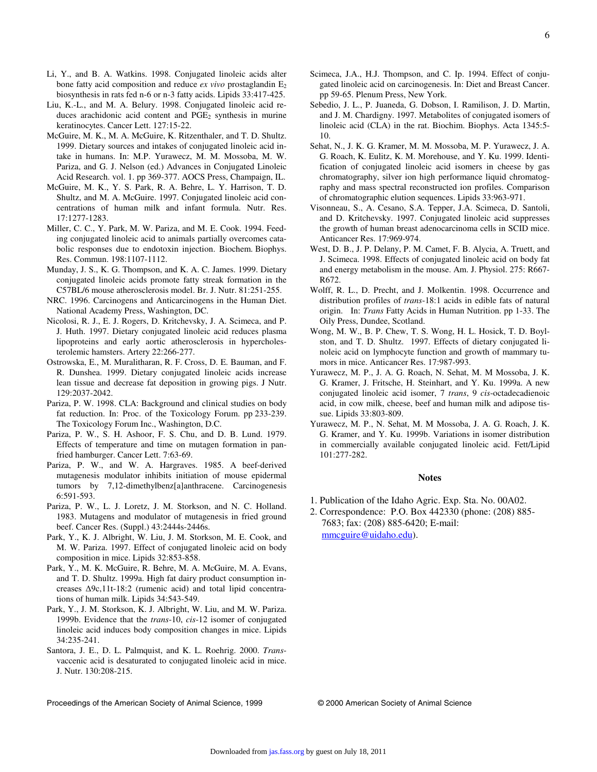Li, Y., and B. A. Watkins. 1998. Conjugated linoleic acids alter bone fatty acid composition and reduce *ex vivo* prostaglandin $E_2$ biosynthesis in rats fed n-6 or n-3 fatty acids. Lipids 33:417-425.

Liu, K.-L., and M. A. Belury. 1998. Conjugated linoleic acid reduces arachidonic acid content and $PGE_2$ synthesis in murine keratinocytes. Cancer Lett. 127:15-22.

McGuire, M. K., M. A. McGuire, K. Ritzenthaler, and T. D. Shultz. 1999. Dietary sources and intakes of conjugated linoleic acid intake in humans. In: M.P. Yurawecz, M. M. Mossoba, M. W. Pariza, and G. J. Nelson (ed.) Advances in Conjugated Linoleic Acid Research. vol. 1. pp 369-377. AOCS Press, Champaign, IL.

McGuire, M. K., Y. S. Park, R. A. Behre, L. Y. Harrison, T. D. Shultz, and M. A. McGuire. 1997. Conjugated linoleic acid concentrations of human milk and infant formula. Nutr. Res. 17:1277-1283.

Miller, C. C., Y. Park, M. W. Pariza, and M. E. Cook. 1994. Feeding conjugated linoleic acid to animals partially overcomes catabolic responses due to endotoxin injection. Biochem. Biophys. Res. Commun. 198:1107-1112.

Munday, J. S., K. G. Thompson, and K. A. C. James. 1999. Dietary conjugated linoleic acids promote fatty streak formation in the C57BL/6 mouse atherosclerosis model. Br. J. Nutr. 81:251-255.

NRC. 1996. Carcinogens and Anticarcinogens in the Human Diet. National Academy Press, Washington, DC.

Nicolosi, R. J., E. J. Rogers, D. Kritchevsky, J. A. Scimeca, and P. J. Huth. 1997. Dietary conjugated linoleic acid reduces plasma lipoproteins and early aortic atherosclerosis in hypercholesterolemic hamsters. Artery 22:266-277.

Ostrowska, E., M. Muralitharan, R. F. Cross, D. E. Bauman, and F. R. Dunshea. 1999. Dietary conjugated linoleic acids increase lean tissue and decrease fat deposition in growing pigs. J Nutr. 129:2037-2042.

Pariza, P. W. 1998. CLA: Background and clinical studies on body fat reduction. In: Proc. of the Toxicology Forum. pp 233-239. The Toxicology Forum Inc., Washington, D.C.

Pariza, P. W., S. H. Ashoor, F. S. Chu, and D. B. Lund. 1979. Effects of temperature and time on mutagen formation in pan-fried hamburger. Cancer Lett. 7:63-69.

Pariza, P. W., and W. A. Hargraves. 1985. A beef-derived mutagenesis modulator inhibits initiation of mouse epidermal tumors by 7,12-dimethylbenz[a]anthracene. Carcinogenesis 6:591-593.

Pariza, P. W., L. J. Loretz, J. M. Storkson, and N. C. Holland. 1983. Mutagens and modulator of mutagenesis in fried ground beef. Cancer Res. (Suppl.) 43:2444s-2446s.

Park, Y., K. J. Albright, W. Liu, J. M. Storkson, M. E. Cook, and M. W. Pariza. 1997. Effect of conjugated linoleic acid on body composition in mice. Lipids 32:853-858.

Park, Y., M. K. McGuire, R. Behre, M. A. McGuire, M. A. Evans, and T. D. Shultz. 1999a. High fat dairy product consumption increases Δ9c,11t-18:2 (rumenic acid) and total lipid concentrations of human milk. Lipids 34:543-549.

Park, Y., J. M. Storkson, K. J. Albright, W. Liu, and M. W. Pariza. 1999b. Evidence that the *trans*-10, *cis*-12 isomer of conjugated linoleic acid induces body composition changes in mice. Lipids 34:235-241.

Santora, J. E., D. L. Palmquist, and K. L. Roehrig. 2000. *Trans*-vaccenic acid is desaturated to conjugated linoleic acid in mice. J. Nutr. 130:208-215.

Scimeca, J.A., H.J. Thompson, and C. Ip. 1994. Effect of conjugated linoleic acid on carcinogenesis. In: Diet and Breast Cancer. pp 59-65. Plenum Press, New York.

Sebedio, J. L., P. Juaneda, G. Dobson, I. Ramilison, J. D. Martin, and J. M. Chardigny. 1997. Metabolites of conjugated isomers of linoleic acid (CLA) in the rat. Biochim. Biophys. Acta 1345:5-10.

Sehat, N., J. K. G. Kramer, M. M. Mossoba, M. P. Yurawecz, J. A. G. Roach, K. Eulitz, K. M. Morehouse, and Y. Ku. 1999. Identification of conjugated linoleic acid isomers in cheese by gas chromatography, silver ion high performance liquid chromatography and mass spectral reconstructed ion profiles. Comparison of chromatographic elution sequences. Lipids 33:963-971.

Visonneau, S., A. Cesano, S.A. Tepper, J.A. Scimeca, D. Santoli, and D. Kritchevsky. 1997. Conjugated linoleic acid suppresses the growth of human breast adenocarcinoma cells in SCID mice. Anticancer Res. 17:969-974.

West, D. B., J. P. Delany, P. M. Camet, F. B. Alycia, A. Truett, and J. Scimeca. 1998. Effects of conjugated linoleic acid on body fat and energy metabolism in the mouse. Am. J. Physiol. 275: R667-R672.

Wolff, R. L., D. Precht, and J. Molkentin. 1998. Occurrence and distribution profiles of *trans*-18:1 acids in edible fats of natural origin. In: *Trans* Fatty Acids in Human Nutrition. pp 1-33. The Oily Press, Dundee, Scotland.

Wong, M. W., B. P. Chew, T. S. Wong, H. L. Hosick, T. D. Boylston, and T. D. Shultz. 1997. Effects of dietary conjugated linoleic acid on lymphocyte function and growth of mammary tumors in mice. Anticancer Res. 17:987-993.

Yurawecz, M. P., J. A. G. Roach, N. Sehat, M. M Mossoba, J. K. G. Kramer, J. Fritsche, H. Steinhart, and Y. Ku. 1999a. A new conjugated linoleic acid isomer, 7 *trans*, 9 *cis*-octadecadienoic acid, in cow milk, cheese, beef and human milk and adipose tissue. Lipids 33:803-809.

Yurawecz, M. P., N. Sehat, M. M Mossoba, J. A. G. Roach, J. K. G. Kramer, and Y. Ku. 1999b. Variations in isomer distribution in commercially available conjugated linoleic acid. Fett/Lipid 101:277-282.

## Notes

1. Publication of the Idaho Agric. Exp. Sta. No. 00A02.
2. Correspondence: P.O. Box 442330 (phone: (208) 885-7683; fax: (208) 885-6420; E-mail: mmcguire@uidaho.edu).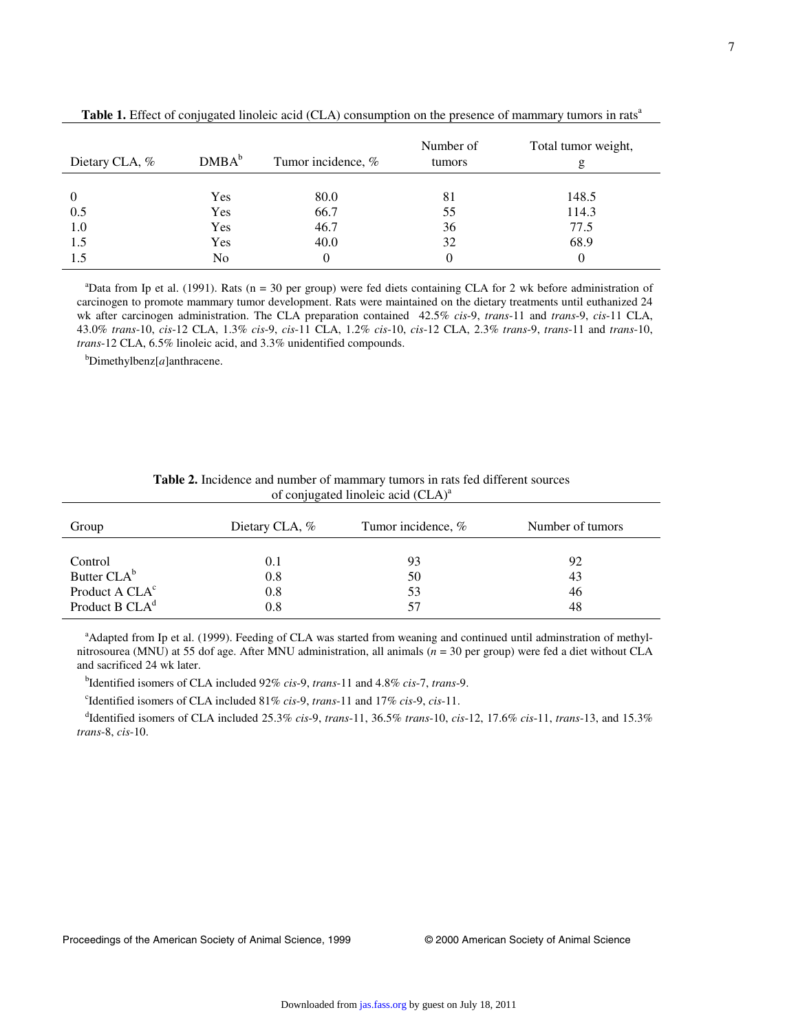**Table 1.** Effect of conjugated linoleic acid (CLA) consumption on the presence of mammary tumors in rats[a]

| Dietary CLA, % | DMBA[b] | Tumor incidence, % | Number of tumors | Total tumor weight, g |
|---|---|---|---|---|
| 0 | Yes | 80.0 | 81 | 148.5 |
| 0.5 | Yes | 66.7 | 55 | 114.3 |
| 1.0 | Yes | 46.7 | 36 | 77.5 |
| 1.5 | Yes | 40.0 | 32 | 68.9 |
| 1.5 | No | 0 | 0 | 0 |

[a]Data from Ip et al. (1991). Rats (n = 30 per group) were fed diets containing CLA for 2 wk before administration of carcinogen to promote mammary tumor development. Rats were maintained on the dietary treatments until euthanized 24 wk after carcinogen administration. The CLA preparation contained 42.5% *cis*-9, *trans*-11 and *trans*-9, *cis*-11 CLA, 43.0% *trans*-10, *cis*-12 CLA, 1.3% *cis*-9, *cis*-11 CLA, 1.2% *cis*-10, *cis*-12 CLA, 2.3% *trans*-9, *trans*-11 and *trans*-10, *trans*-12 CLA, 6.5% linoleic acid, and 3.3% unidentified compounds.

[b]Dimethylbenz[*a*]anthracene.

**Table 2.** Incidence and number of mammary tumors in rats fed different sources of conjugated linoleic acid (CLA)[a]

| Group | Dietary CLA, % | Tumor incidence, % | Number of tumors |
|---|---|---|---|
| Control | 0.1 | 93 | 92 |
| Butter CLA[b] | 0.8 | 50 | 43 |
| Product A CLA[c] | 0.8 | 53 | 46 |
| Product B CLA[d] | 0.8 | 57 | 48 |

[a]Adapted from Ip et al. (1999). Feeding of CLA was started from weaning and continued until adminstration of methylnitrosourea (MNU) at 55 dof age. After MNU administration, all animals (*n* = 30 per group) were fed a diet without CLA and sacrificed 24 wk later.

[b]Identified isomers of CLA included 92% *cis*-9, *trans*-11 and 4.8% *cis*-7, *trans*-9.

[c]Identified isomers of CLA included 81% *cis*-9, *trans*-11 and 17% *cis*-9, *cis*-11.

[d]Identified isomers of CLA included 25.3% *cis*-9, *trans*-11, 36.5% *trans*-10, *cis*-12, 17.6% *cis*-11, *trans*-13, and 15.3% *trans*-8, *cis*-10.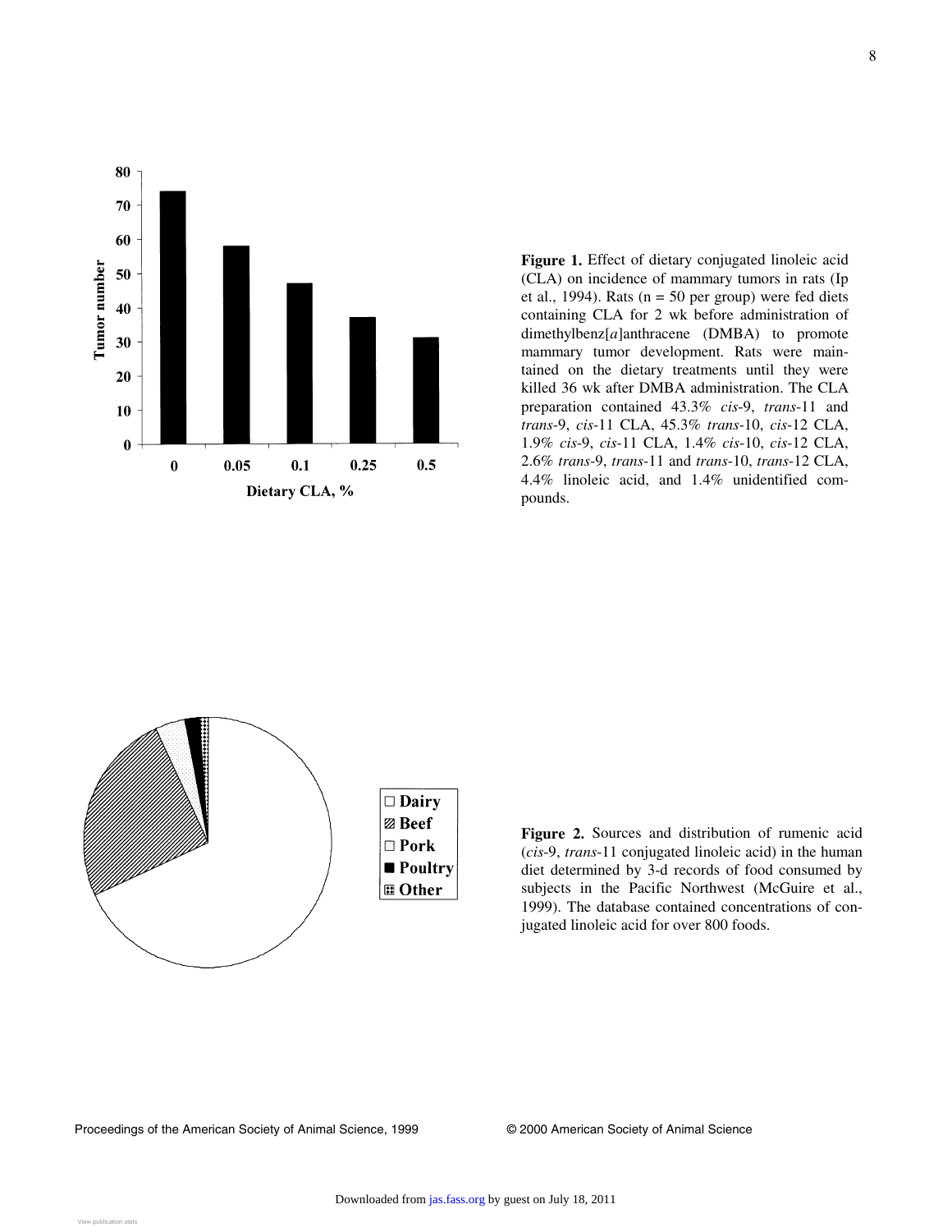80
70
60
50
40
30
20
10
0

Tumor number

0
0.05
0.1
0.25
0.5

Dietary CLA, %

**Figure 1.** Effect of dietary conjugated linoleic acid (CLA) on incidence of mammary tumors in rats (Ip et al., 1994). Rats (n = 50 per group) were fed diets containing CLA for 2 wk before administration of dimethylbenz[*a*]anthracene (DMBA) to promote mammary tumor development. Rats were maintained on the dietary treatments until they were killed 36 wk after DMBA administration. The CLA preparation contained 43.3% *cis*-9, *trans*-11 and *trans*-9, *cis*-11 CLA, 45.3% *trans*-10, *cis*-12 CLA, 1.9% *cis*-9, *cis*-11 CLA, 1.4% *cis*-10, *cis*-12 CLA, 2.6% *trans*-9, *trans*-11 and *trans*-10, *trans*-12 CLA, 4.4% linoleic acid, and 1.4% unidentified compounds.

Dairy
Beef
Pork
Poultry
Other

**Figure 2.** Sources and distribution of rumenic acid (*cis*-9, *trans*-11 conjugated linoleic acid) in the human diet determined by 3-d records of food consumed by subjects in the Pacific Northwest (McGuire et al., 1999). The database contained concentrations of conjugated linoleic acid for over 800 foods.